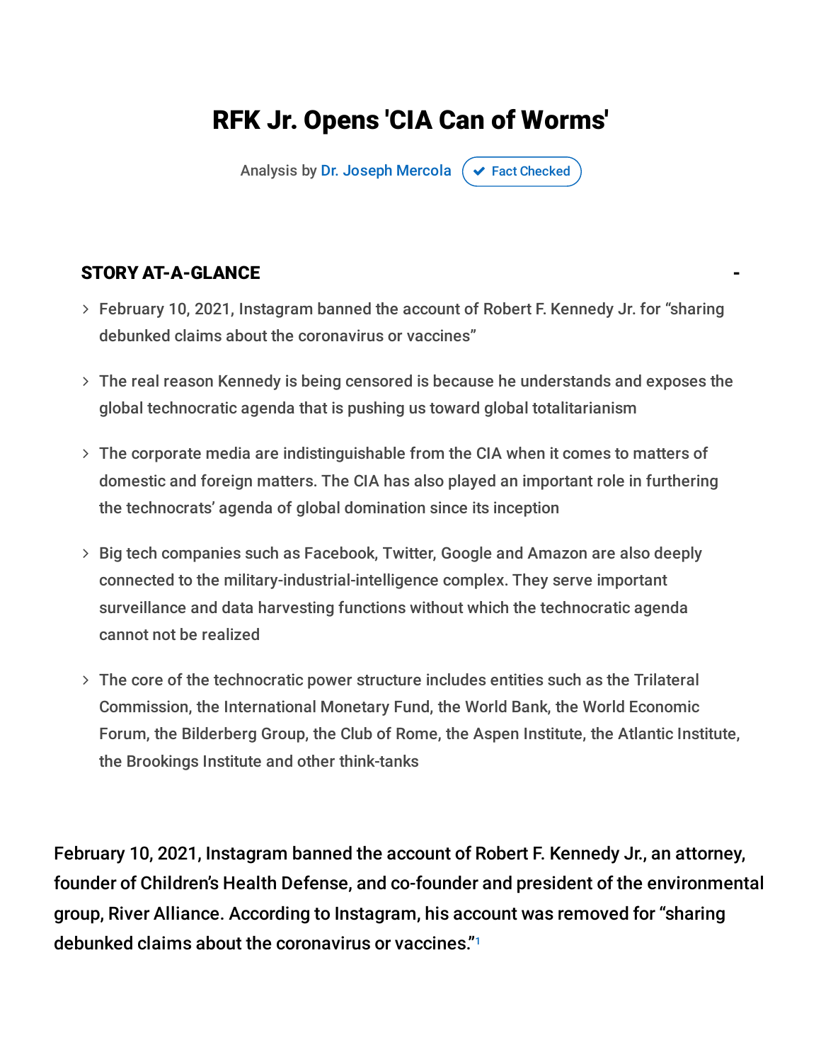# RFK Jr. Opens 'CIA Can of Worms'

Analysis by Dr. Joseph Mercola  Fact Checked

## STORY AT-A-GLANCE

- February 10, 2021, Instagram banned the account of Robert F. Kennedy Jr. for "sharing debunked claims about the coronavirus or vaccines"
- The real reason Kennedy is being censored is because he understands and exposes the global technocratic agenda that is pushing us toward global totalitarianism
- The corporate media are indistinguishable from the CIA when it comes to matters of domestic and foreign matters. The CIA has also played an important role in furthering the technocrats' agenda of global domination since its inception
- Big tech companies such as Facebook, Twitter, Google and Amazon are also deeply connected to the military-industrial-intelligence complex. They serve important surveillance and data harvesting functions without which the technocratic agenda cannot not be realized
- The core of the technocratic power structure includes entities such as the Trilateral Commission, the International Monetary Fund, the World Bank, the World Economic Forum, the Bilderberg Group, the Club of Rome, the Aspen Institute, the Atlantic Institute, the Brookings Institute and other think-tanks

February 10, 2021, Instagram banned the account of Robert F. Kennedy Jr., an attorney, founder of Children's Health Defense, and co-founder and president of the environmental group, River Alliance. According to Instagram, his account was removed for "sharing debunked claims about the coronavirus or vaccines."[1]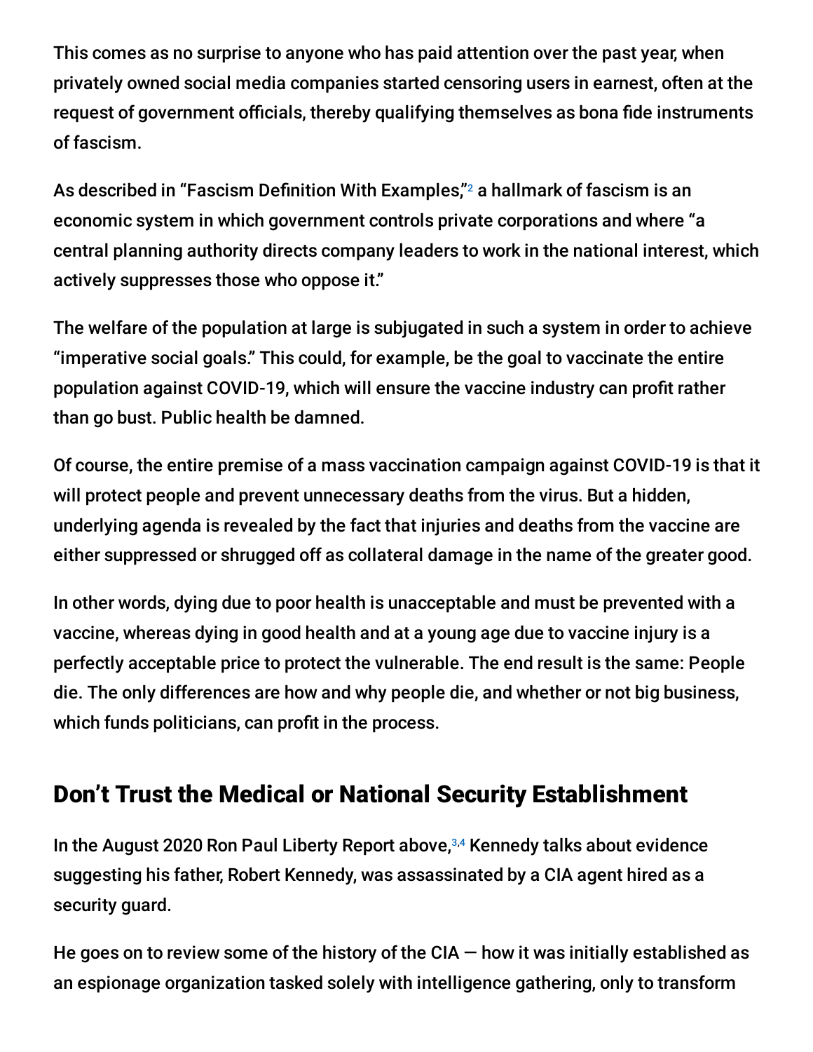This comes as no surprise to anyone who has paid attention over the past year, when privately owned social media companies started censoring users in earnest, often at the request of government officials, thereby qualifying themselves as bona fide instruments of fascism.

As described in "Fascism Definition With Examples,"[2] a hallmark of fascism is an economic system in which government controls private corporations and where "a central planning authority directs company leaders to work in the national interest, which actively suppresses those who oppose it."

The welfare of the population at large is subjugated in such a system in order to achieve "imperative social goals." This could, for example, be the goal to vaccinate the entire population against COVID-19, which will ensure the vaccine industry can profit rather than go bust. Public health be damned.

Of course, the entire premise of a mass vaccination campaign against COVID-19 is that it will protect people and prevent unnecessary deaths from the virus. But a hidden, underlying agenda is revealed by the fact that injuries and deaths from the vaccine are either suppressed or shrugged off as collateral damage in the name of the greater good.

In other words, dying due to poor health is unacceptable and must be prevented with a vaccine, whereas dying in good health and at a young age due to vaccine injury is a perfectly acceptable price to protect the vulnerable. The end result is the same: People die. The only differences are how and why people die, and whether or not big business, which funds politicians, can profit in the process.

## Don't Trust the Medical or National Security Establishment

In the August 2020 Ron Paul Liberty Report above,[3,4] Kennedy talks about evidence suggesting his father, Robert Kennedy, was assassinated by a CIA agent hired as a security guard.

He goes on to review some of the history of the CIA — how it was initially established as an espionage organization tasked solely with intelligence gathering, only to transform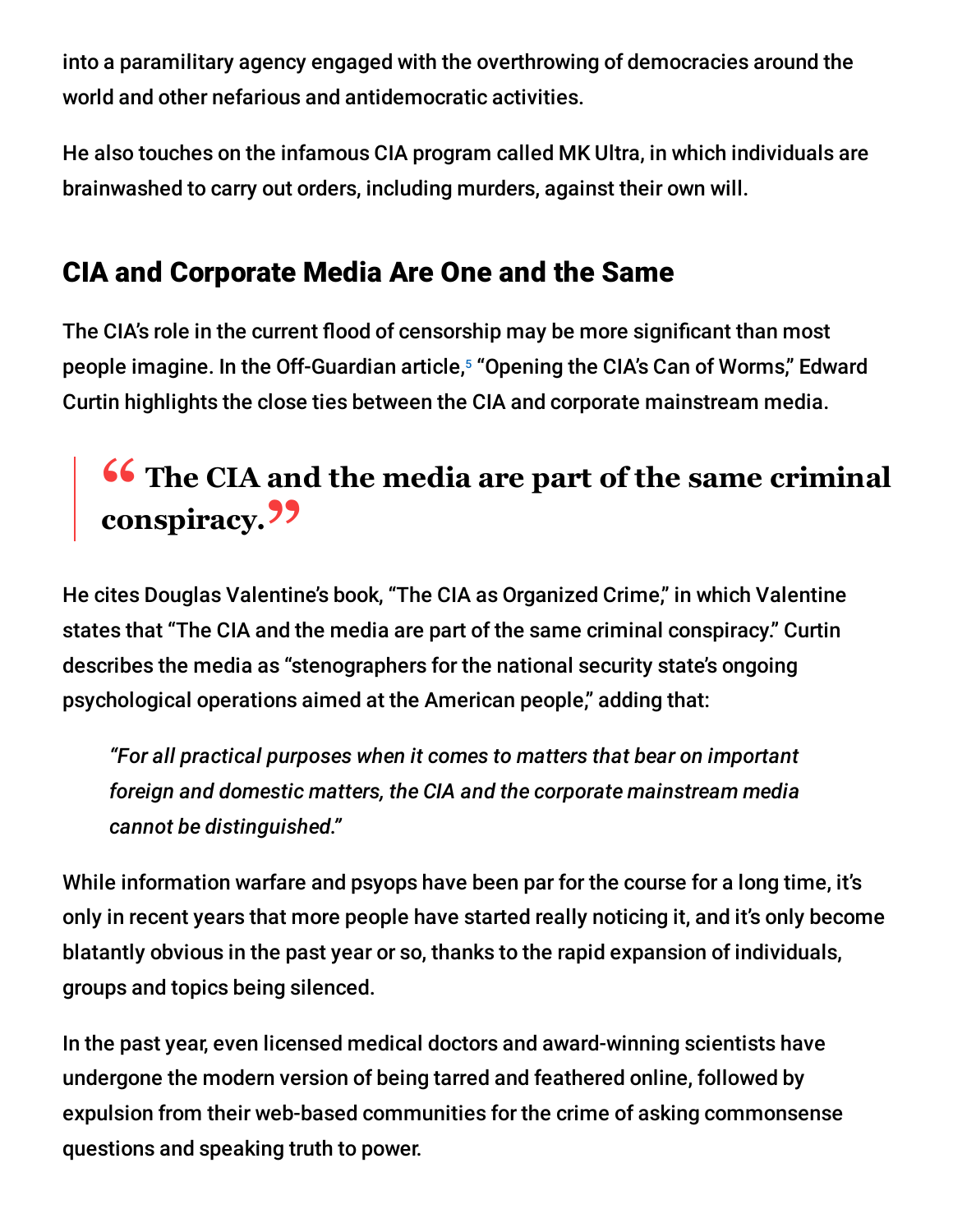into a paramilitary agency engaged with the overthrowing of democracies around the world and other nefarious and antidemocratic activities.

He also touches on the infamous CIA program called MK Ultra, in which individuals are brainwashed to carry out orders, including murders, against their own will.

## CIA and Corporate Media Are One and the Same

The CIA's role in the current flood of censorship may be more significant than most people imagine. In the Off-Guardian article,[5] "Opening the CIA's Can of Worms," Edward Curtin highlights the close ties between the CIA and corporate mainstream media.

> **"The CIA and the media are part of the same criminal conspiracy."**

He cites Douglas Valentine's book, "The CIA as Organized Crime," in which Valentine states that "The CIA and the media are part of the same criminal conspiracy." Curtin describes the media as "stenographers for the national security state's ongoing psychological operations aimed at the American people," adding that:

> *"For all practical purposes when it comes to matters that bear on important foreign and domestic matters, the CIA and the corporate mainstream media cannot be distinguished."*

While information warfare and psyops have been par for the course for a long time, it's only in recent years that more people have started really noticing it, and it's only become blatantly obvious in the past year or so, thanks to the rapid expansion of individuals, groups and topics being silenced.

In the past year, even licensed medical doctors and award-winning scientists have undergone the modern version of being tarred and feathered online, followed by expulsion from their web-based communities for the crime of asking commonsense questions and speaking truth to power.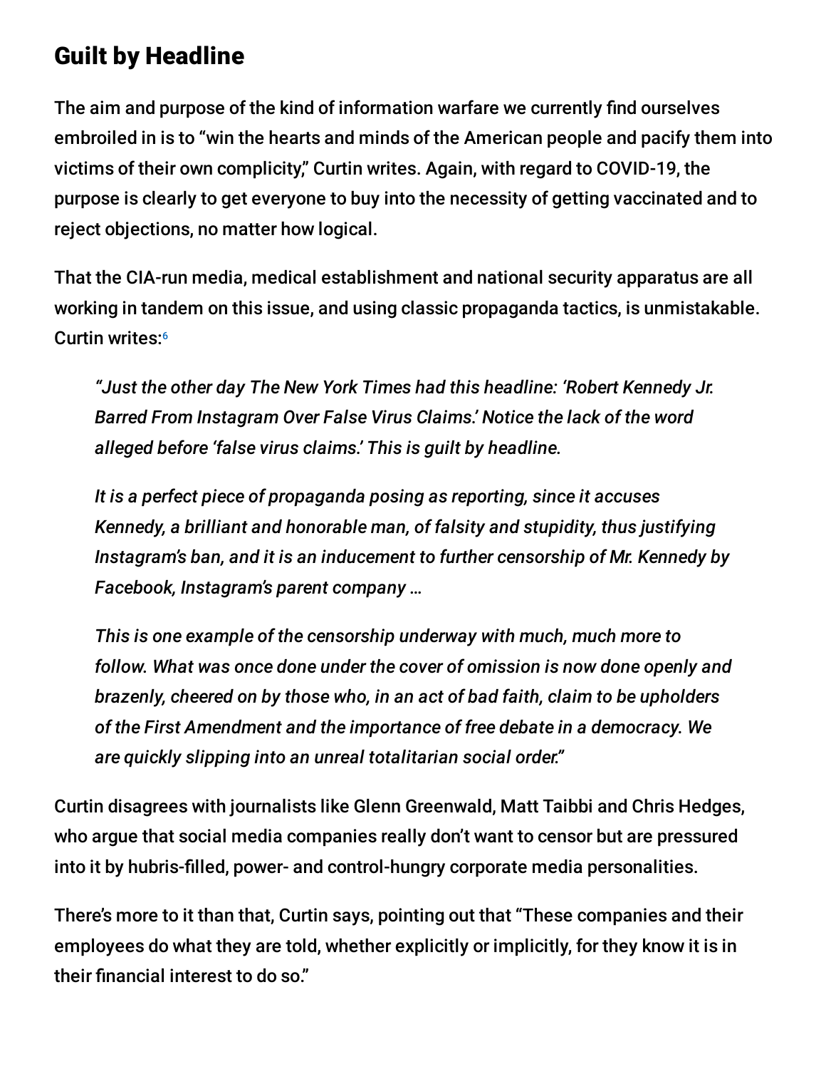## Guilt by Headline

The aim and purpose of the kind of information warfare we currently find ourselves embroiled in is to "win the hearts and minds of the American people and pacify them into victims of their own complicity," Curtin writes. Again, with regard to COVID-19, the purpose is clearly to get everyone to buy into the necessity of getting vaccinated and to reject objections, no matter how logical.

That the CIA-run media, medical establishment and national security apparatus are all working in tandem on this issue, and using classic propaganda tactics, is unmistakable. Curtin writes:[6]

> *"Just the other day The New York Times had this headline: 'Robert Kennedy Jr. Barred From Instagram Over False Virus Claims.' Notice the lack of the word alleged before 'false virus claims.' This is guilt by headline.*
>
> *It is a perfect piece of propaganda posing as reporting, since it accuses Kennedy, a brilliant and honorable man, of falsity and stupidity, thus justifying Instagram's ban, and it is an inducement to further censorship of Mr. Kennedy by Facebook, Instagram's parent company …*
>
> *This is one example of the censorship underway with much, much more to follow. What was once done under the cover of omission is now done openly and brazenly, cheered on by those who, in an act of bad faith, claim to be upholders of the First Amendment and the importance of free debate in a democracy. We are quickly slipping into an unreal totalitarian social order."*

Curtin disagrees with journalists like Glenn Greenwald, Matt Taibbi and Chris Hedges, who argue that social media companies really don't want to censor but are pressured into it by hubris-filled, power- and control-hungry corporate media personalities.

There's more to it than that, Curtin says, pointing out that "These companies and their employees do what they are told, whether explicitly or implicitly, for they know it is in their financial interest to do so."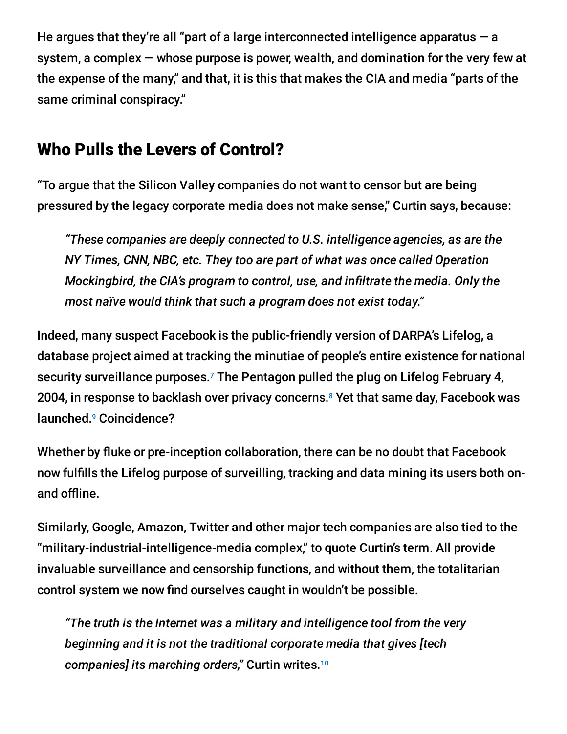He argues that they're all "part of a large interconnected intelligence apparatus — a system, a complex — whose purpose is power, wealth, and domination for the very few at the expense of the many," and that, it is this that makes the CIA and media "parts of the same criminal conspiracy."

## Who Pulls the Levers of Control?

"To argue that the Silicon Valley companies do not want to censor but are being pressured by the legacy corporate media does not make sense," Curtin says, because:

> *"These companies are deeply connected to U.S. intelligence agencies, as are the NY Times, CNN, NBC, etc. They too are part of what was once called Operation Mockingbird, the CIA's program to control, use, and infiltrate the media. Only the most naïve would think that such a program does not exist today."*

Indeed, many suspect Facebook is the public-friendly version of DARPA's Lifelog, a database project aimed at tracking the minutiae of people's entire existence for national security surveillance purposes.[7] The Pentagon pulled the plug on Lifelog February 4, 2004, in response to backlash over privacy concerns.[8] Yet that same day, Facebook was launched.[9] Coincidence?

Whether by fluke or pre-inception collaboration, there can be no doubt that Facebook now fulfills the Lifelog purpose of surveilling, tracking and data mining its users both on- and offline.

Similarly, Google, Amazon, Twitter and other major tech companies are also tied to the "military-industrial-intelligence-media complex," to quote Curtin's term. All provide invaluable surveillance and censorship functions, and without them, the totalitarian control system we now find ourselves caught in wouldn't be possible.

> *"The truth is the Internet was a military and intelligence tool from the very beginning and it is not the traditional corporate media that gives [tech companies] its marching orders,"* Curtin writes.[10]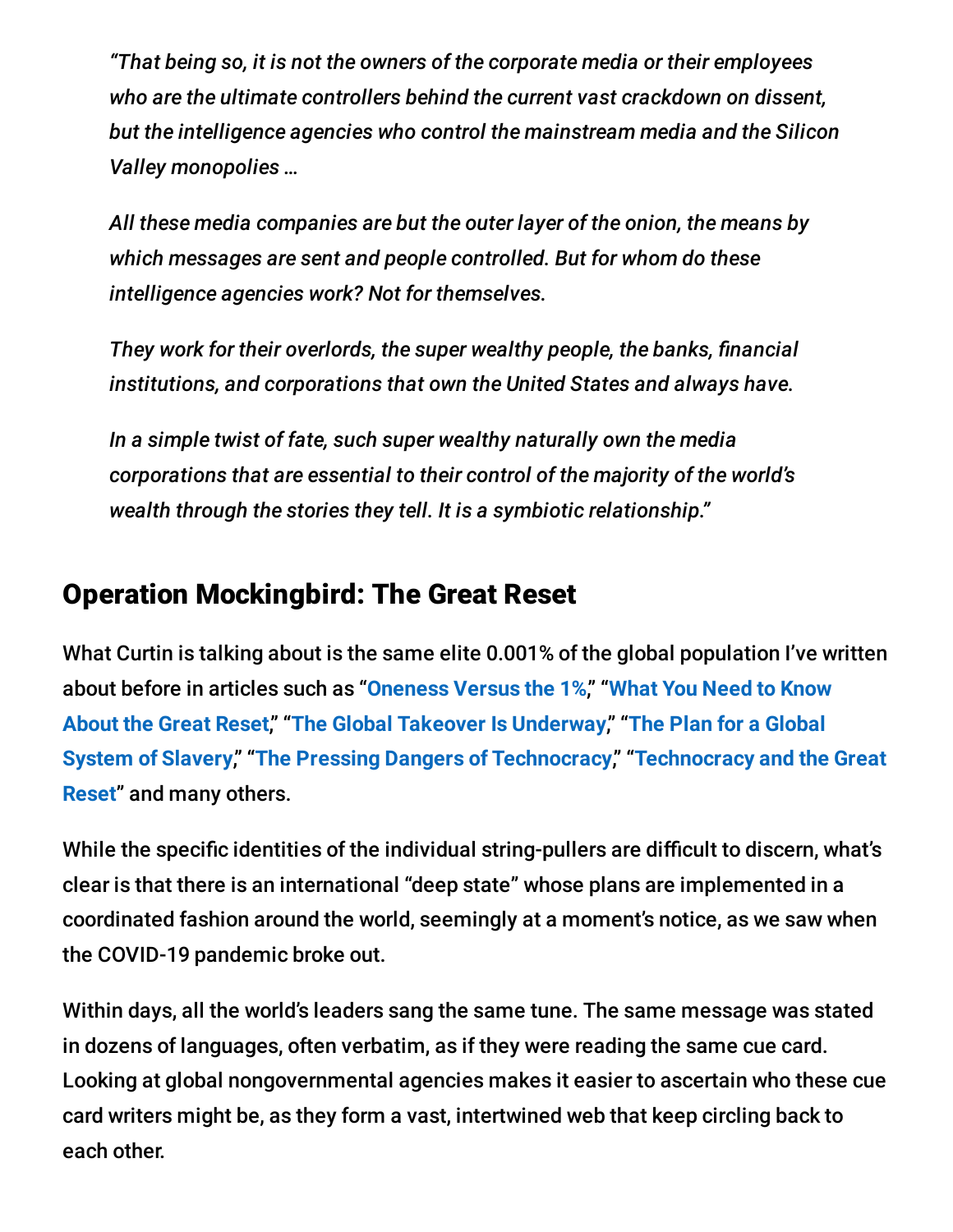*"That being so, it is not the owners of the corporate media or their employees who are the ultimate controllers behind the current vast crackdown on dissent, but the intelligence agencies who control the mainstream media and the Silicon Valley monopolies …*

*All these media companies are but the outer layer of the onion, the means by which messages are sent and people controlled. But for whom do these intelligence agencies work? Not for themselves.*

*They work for their overlords, the super wealthy people, the banks, financial institutions, and corporations that own the United States and always have.*

*In a simple twist of fate, such super wealthy naturally own the media corporations that are essential to their control of the majority of the world's wealth through the stories they tell. It is a symbiotic relationship."*

## Operation Mockingbird: The Great Reset

What Curtin is talking about is the same elite 0.001% of the global population I've written about before in articles such as "**Oneness Versus the 1%**," "**What You Need to Know About the Great Reset**," "**The Global Takeover Is Underway**," "**The Plan for a Global System of Slavery**," "**The Pressing Dangers of Technocracy**," "**Technocracy and the Great Reset**" and many others.

While the specific identities of the individual string-pullers are difficult to discern, what's clear is that there is an international "deep state" whose plans are implemented in a coordinated fashion around the world, seemingly at a moment's notice, as we saw when the COVID-19 pandemic broke out.

Within days, all the world's leaders sang the same tune. The same message was stated in dozens of languages, often verbatim, as if they were reading the same cue card. Looking at global nongovernmental agencies makes it easier to ascertain who these cue card writers might be, as they form a vast, intertwined web that keep circling back to each other.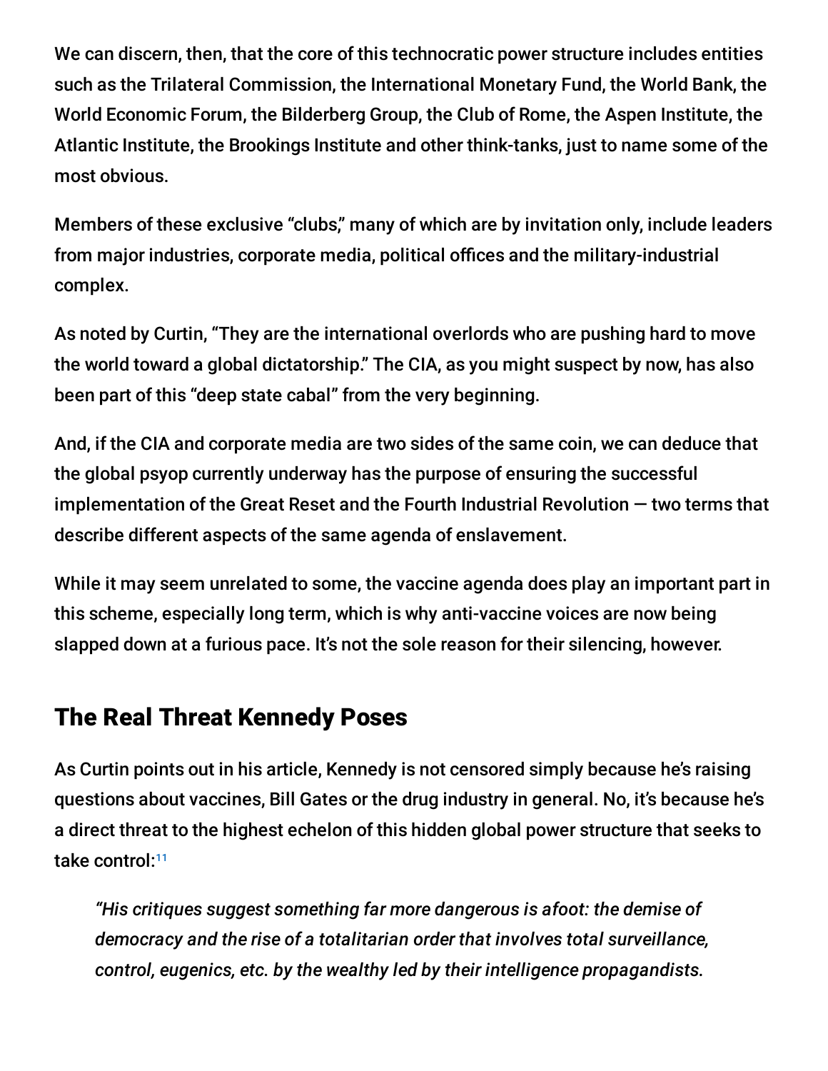We can discern, then, that the core of this technocratic power structure includes entities such as the Trilateral Commission, the International Monetary Fund, the World Bank, the World Economic Forum, the Bilderberg Group, the Club of Rome, the Aspen Institute, the Atlantic Institute, the Brookings Institute and other think-tanks, just to name some of the most obvious.

Members of these exclusive "clubs," many of which are by invitation only, include leaders from major industries, corporate media, political offices and the military-industrial complex.

As noted by Curtin, "They are the international overlords who are pushing hard to move the world toward a global dictatorship." The CIA, as you might suspect by now, has also been part of this "deep state cabal" from the very beginning.

And, if the CIA and corporate media are two sides of the same coin, we can deduce that the global psyop currently underway has the purpose of ensuring the successful implementation of the Great Reset and the Fourth Industrial Revolution — two terms that describe different aspects of the same agenda of enslavement.

While it may seem unrelated to some, the vaccine agenda does play an important part in this scheme, especially long term, which is why anti-vaccine voices are now being slapped down at a furious pace. It's not the sole reason for their silencing, however.

## The Real Threat Kennedy Poses

As Curtin points out in his article, Kennedy is not censored simply because he's raising questions about vaccines, Bill Gates or the drug industry in general. No, it's because he's a direct threat to the highest echelon of this hidden global power structure that seeks to take control:[11]

> *"His critiques suggest something far more dangerous is afoot: the demise of democracy and the rise of a totalitarian order that involves total surveillance, control, eugenics, etc. by the wealthy led by their intelligence propagandists.*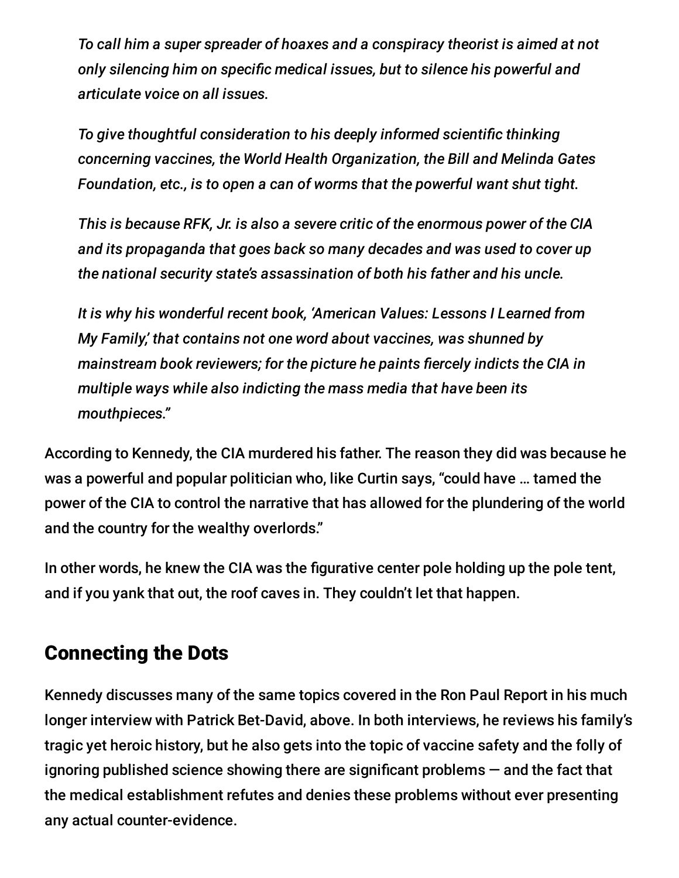> *To call him a super spreader of hoaxes and a conspiracy theorist is aimed at not only silencing him on specific medical issues, but to silence his powerful and articulate voice on all issues.*
>
> *To give thoughtful consideration to his deeply informed scientific thinking concerning vaccines, the World Health Organization, the Bill and Melinda Gates Foundation, etc., is to open a can of worms that the powerful want shut tight.*
>
> *This is because RFK, Jr. is also a severe critic of the enormous power of the CIA and its propaganda that goes back so many decades and was used to cover up the national security state's assassination of both his father and his uncle.*
>
> *It is why his wonderful recent book, 'American Values: Lessons I Learned from My Family,' that contains not one word about vaccines, was shunned by mainstream book reviewers; for the picture he paints fiercely indicts the CIA in multiple ways while also indicting the mass media that have been its mouthpieces."*

According to Kennedy, the CIA murdered his father. The reason they did was because he was a powerful and popular politician who, like Curtin says, "could have … tamed the power of the CIA to control the narrative that has allowed for the plundering of the world and the country for the wealthy overlords."

In other words, he knew the CIA was the figurative center pole holding up the pole tent, and if you yank that out, the roof caves in. They couldn't let that happen.

## Connecting the Dots

Kennedy discusses many of the same topics covered in the Ron Paul Report in his much longer interview with Patrick Bet-David, above. In both interviews, he reviews his family's tragic yet heroic history, but he also gets into the topic of vaccine safety and the folly of ignoring published science showing there are significant problems — and the fact that the medical establishment refutes and denies these problems without ever presenting any actual counter-evidence.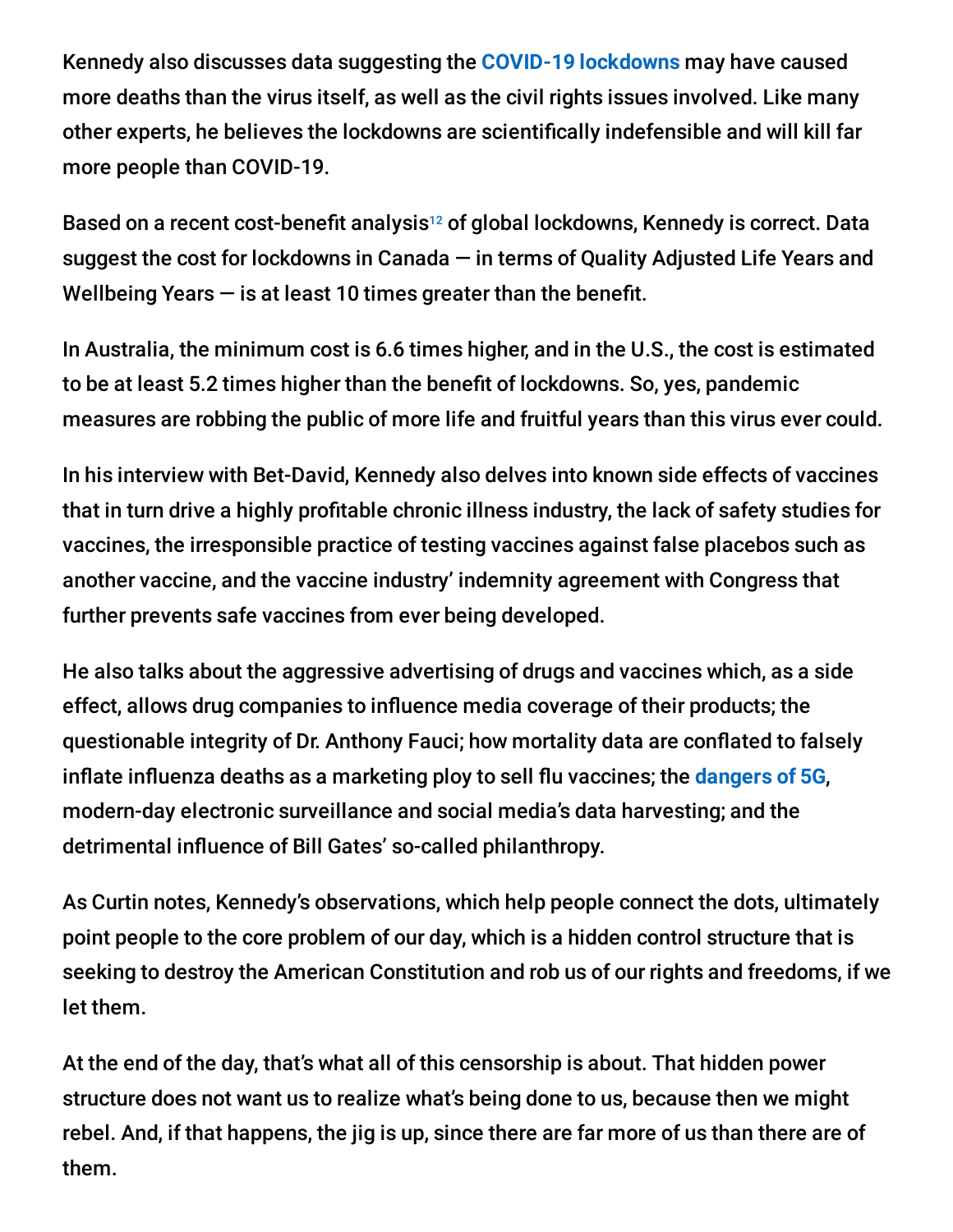Kennedy also discusses data suggesting the COVID-19 lockdowns may have caused more deaths than the virus itself, as well as the civil rights issues involved. Like many other experts, he believes the lockdowns are scientifically indefensible and will kill far more people than COVID-19.

Based on a recent cost-benefit analysis[12] of global lockdowns, Kennedy is correct. Data suggest the cost for lockdowns in Canada — in terms of Quality Adjusted Life Years and Wellbeing Years — is at least 10 times greater than the benefit.

In Australia, the minimum cost is 6.6 times higher, and in the U.S., the cost is estimated to be at least 5.2 times higher than the benefit of lockdowns. So, yes, pandemic measures are robbing the public of more life and fruitful years than this virus ever could.

In his interview with Bet-David, Kennedy also delves into known side effects of vaccines that in turn drive a highly profitable chronic illness industry, the lack of safety studies for vaccines, the irresponsible practice of testing vaccines against false placebos such as another vaccine, and the vaccine industry' indemnity agreement with Congress that further prevents safe vaccines from ever being developed.

He also talks about the aggressive advertising of drugs and vaccines which, as a side effect, allows drug companies to influence media coverage of their products; the questionable integrity of Dr. Anthony Fauci; how mortality data are conflated to falsely inflate influenza deaths as a marketing ploy to sell flu vaccines; the dangers of 5G, modern-day electronic surveillance and social media's data harvesting; and the detrimental influence of Bill Gates' so-called philanthropy.

As Curtin notes, Kennedy's observations, which help people connect the dots, ultimately point people to the core problem of our day, which is a hidden control structure that is seeking to destroy the American Constitution and rob us of our rights and freedoms, if we let them.

At the end of the day, that's what all of this censorship is about. That hidden power structure does not want us to realize what's being done to us, because then we might rebel. And, if that happens, the jig is up, since there are far more of us than there are of them.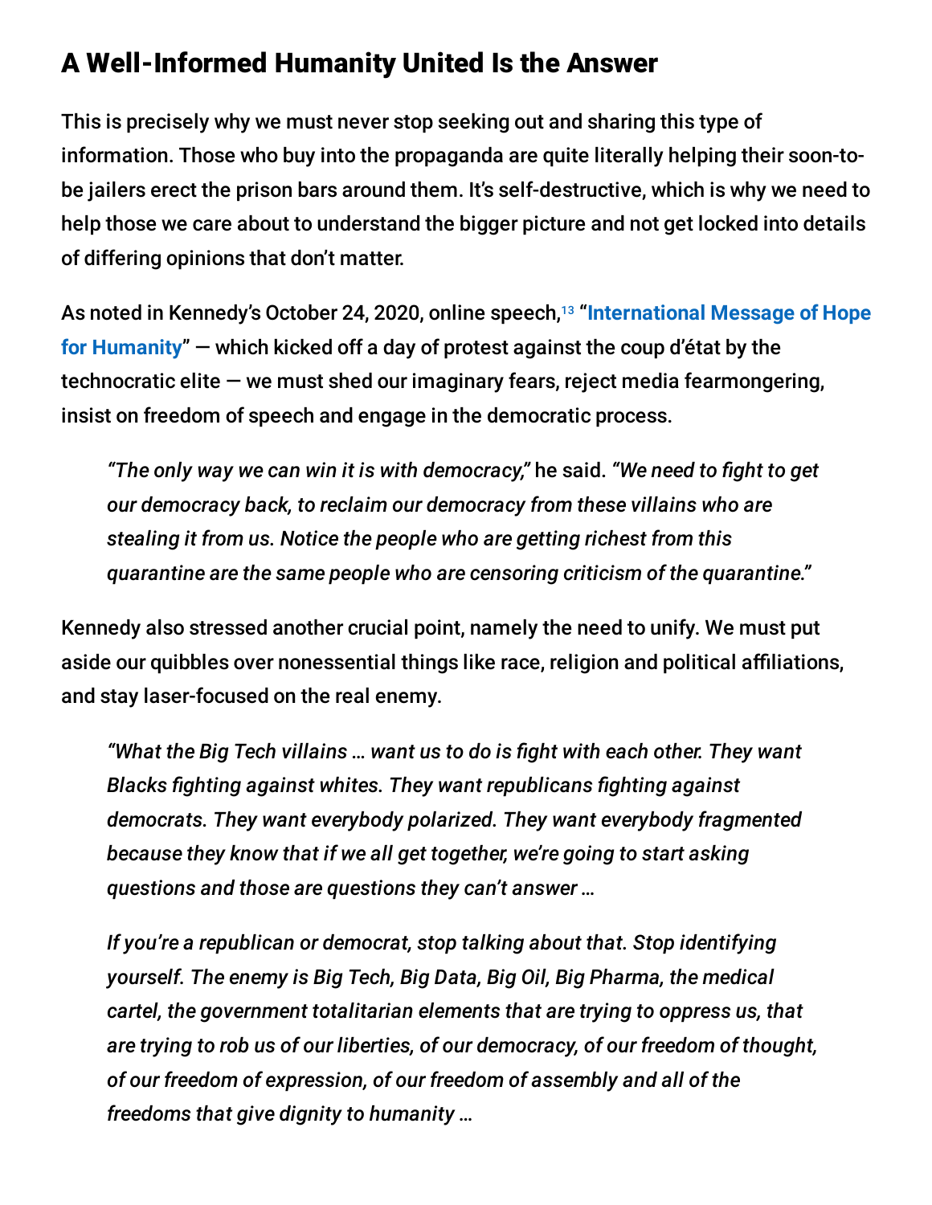## A Well-Informed Humanity United Is the Answer

This is precisely why we must never stop seeking out and sharing this type of information. Those who buy into the propaganda are quite literally helping their soon-to-be jailers erect the prison bars around them. It's self-destructive, which is why we need to help those we care about to understand the bigger picture and not get locked into details of differing opinions that don't matter.

As noted in Kennedy's October 24, 2020, online speech,[13] "**International Message of Hope for Humanity**" — which kicked off a day of protest against the coup d'état by the technocratic elite — we must shed our imaginary fears, reject media fearmongering, insist on freedom of speech and engage in the democratic process.

> *"The only way we can win it is with democracy,"* he said. *"We need to fight to get our democracy back, to reclaim our democracy from these villains who are stealing it from us. Notice the people who are getting richest from this quarantine are the same people who are censoring criticism of the quarantine."*

Kennedy also stressed another crucial point, namely the need to unify. We must put aside our quibbles over nonessential things like race, religion and political affiliations, and stay laser-focused on the real enemy.

> *"What the Big Tech villains … want us to do is fight with each other. They want Blacks fighting against whites. They want republicans fighting against democrats. They want everybody polarized. They want everybody fragmented because they know that if we all get together, we're going to start asking questions and those are questions they can't answer …*
>
> *If you're a republican or democrat, stop talking about that. Stop identifying yourself. The enemy is Big Tech, Big Data, Big Oil, Big Pharma, the medical cartel, the government totalitarian elements that are trying to oppress us, that are trying to rob us of our liberties, of our democracy, of our freedom of thought, of our freedom of expression, of our freedom of assembly and all of the freedoms that give dignity to humanity …*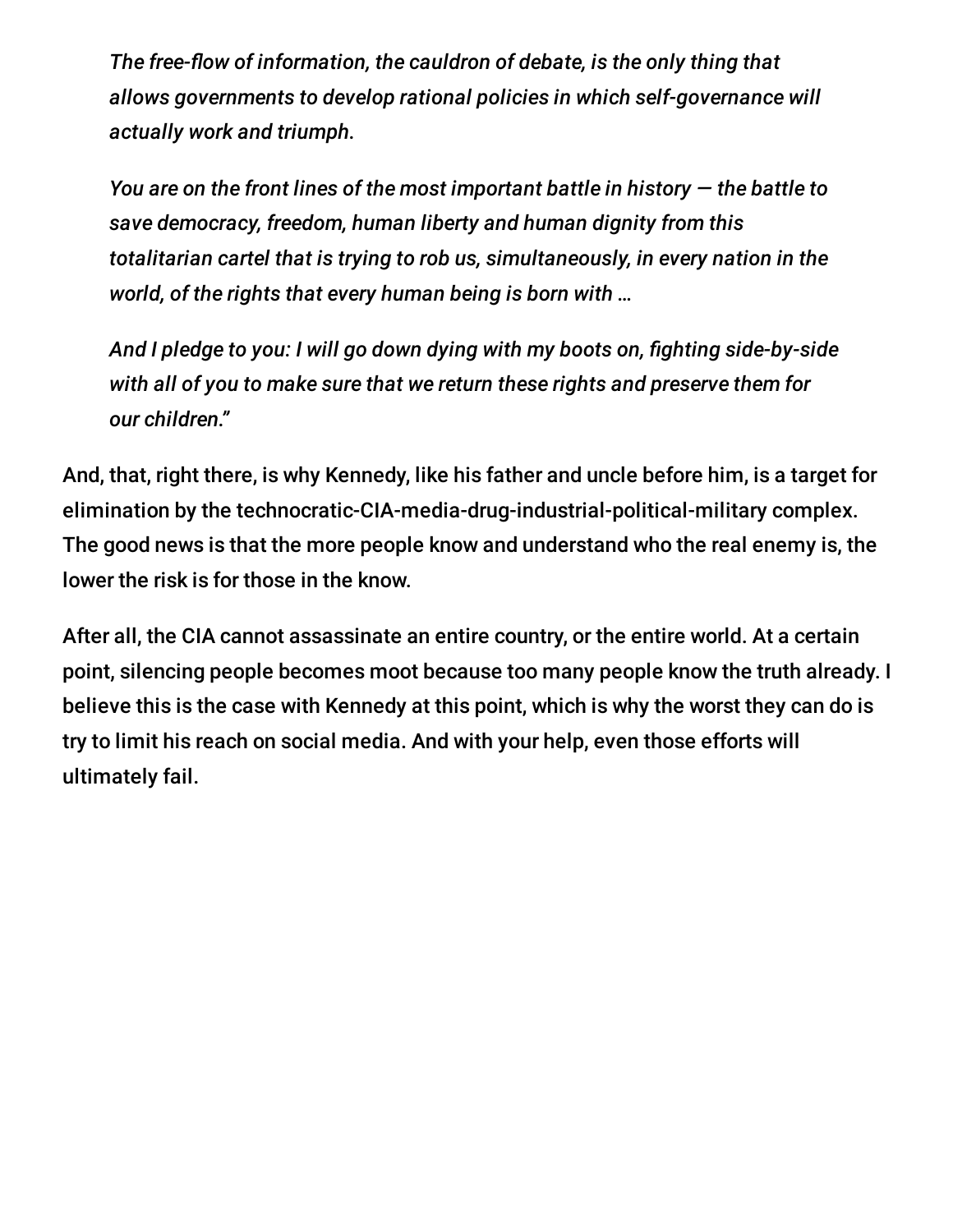> *The free-flow of information, the cauldron of debate, is the only thing that allows governments to develop rational policies in which self-governance will actually work and triumph.*
>
> *You are on the front lines of the most important battle in history — the battle to save democracy, freedom, human liberty and human dignity from this totalitarian cartel that is trying to rob us, simultaneously, in every nation in the world, of the rights that every human being is born with …*
>
> *And I pledge to you: I will go down dying with my boots on, fighting side-by-side with all of you to make sure that we return these rights and preserve them for our children."*

And, that, right there, is why Kennedy, like his father and uncle before him, is a target for elimination by the technocratic-CIA-media-drug-industrial-political-military complex. The good news is that the more people know and understand who the real enemy is, the lower the risk is for those in the know.

After all, the CIA cannot assassinate an entire country, or the entire world. At a certain point, silencing people becomes moot because too many people know the truth already. I believe this is the case with Kennedy at this point, which is why the worst they can do is try to limit his reach on social media. And with your help, even those efforts will ultimately fail.